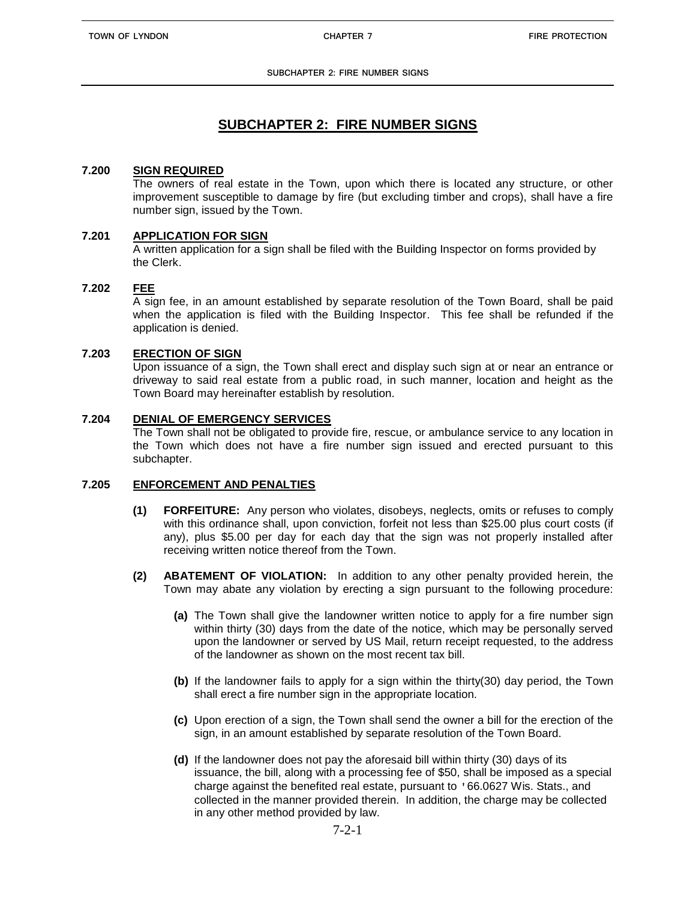# SUBCHAPTER 2: FIRE NUMBER SIGNS

## 7.200 SIGN REQUIRED

The owners of real estate in the Town, upon which there is located any structure, or other improvement susceptible to damage by fire (but excluding timber and crops), shall have a fire number sign, issued by the Town.

## 7.201 APPLICATION FOR SIGN

A written application for a sign shall be filed with the Building Inspector on forms provided by the Clerk.

## 7.202 FEE

A sign fee, in an amount established by separate resolution of the Town Board, shall be paid when the application is filed with the Building Inspector. This fee shall be refunded if the application is denied.

## 7.203 ERECTION OF SIGN

Upon issuance of a sign, the Town shall erect and display such sign at or near an entrance or driveway to said real estate from a public road, in such manner, location and height as the Town Board may hereinafter establish by resolution.

## 7.204 DENIAL OF EMERGENCY SERVICES

The Town shall not be obligated to provide fire, rescue, or ambulance service to any location in the Town which does not have a fire number sign issued and erected pursuant to this subchapter.

## 7.205 ENFORCEMENT AND PENALTIES

**(1) FORFEITURE:** Any person who violates, disobeys, neglects, omits or refuses to comply with this ordinance shall, upon conviction, forfeit not less than $25.00 plus court costs (if any), plus $5.00 per day for each day that the sign was not properly installed after receiving written notice thereof from the Town.

**(2) ABATEMENT OF VIOLATION:** In addition to any other penalty provided herein, the Town may abate any violation by erecting a sign pursuant to the following procedure:

**(a)** The Town shall give the landowner written notice to apply for a fire number sign within thirty (30) days from the date of the notice, which may be personally served upon the landowner or served by US Mail, return receipt requested, to the address of the landowner as shown on the most recent tax bill.

**(b)** If the landowner fails to apply for a sign within the thirty(30) day period, the Town shall erect a fire number sign in the appropriate location.

**(c)** Upon erection of a sign, the Town shall send the owner a bill for the erection of the sign, in an amount established by separate resolution of the Town Board.

**(d)** If the landowner does not pay the aforesaid bill within thirty (30) days of its issuance, the bill, along with a processing fee of $50, shall be imposed as a special charge against the benefited real estate, pursuant to ' 66.0627 Wis. Stats., and collected in the manner provided therein. In addition, the charge may be collected in any other method provided by law.